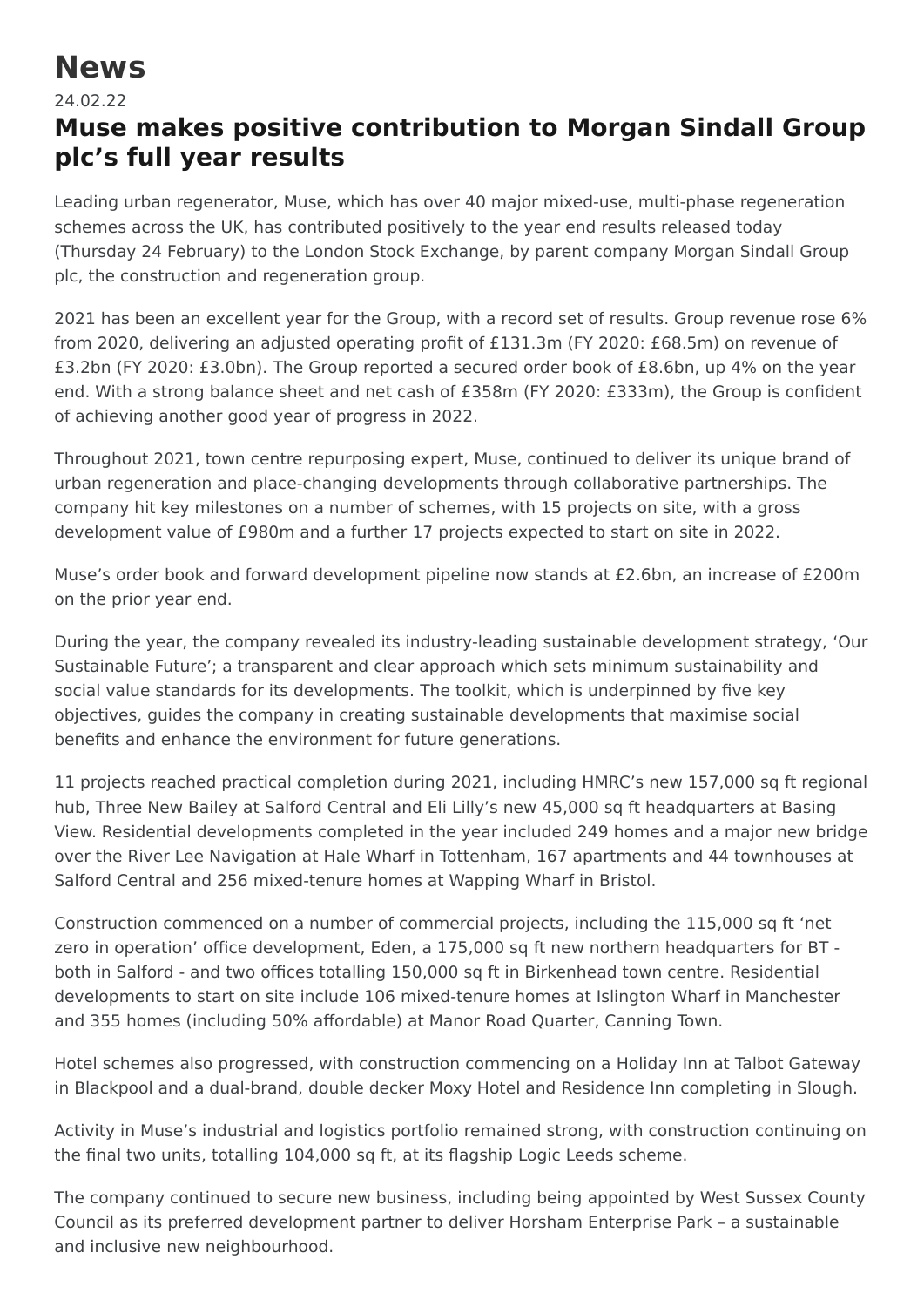# News

24.02.22

## Muse makes positive contribution to Morgan Sindall Group plc's full year results

Leading urban regenerator, Muse, which has over 40 major mixed-use, multi-phase regeneration schemes across the UK, has contributed positively to the year end results released today (Thursday 24 February) to the London Stock Exchange, by parent company Morgan Sindall Group plc, the construction and regeneration group.

2021 has been an excellent year for the Group, with a record set of results. Group revenue rose 6% from 2020, delivering an adjusted operating profit of £131.3m (FY 2020: £68.5m) on revenue of £3.2bn (FY 2020: £3.0bn). The Group reported a secured order book of £8.6bn, up 4% on the year end. With a strong balance sheet and net cash of £358m (FY 2020: £333m), the Group is confident of achieving another good year of progress in 2022.

Throughout 2021, town centre repurposing expert, Muse, continued to deliver its unique brand of urban regeneration and place-changing developments through collaborative partnerships. The company hit key milestones on a number of schemes, with 15 projects on site, with a gross development value of £980m and a further 17 projects expected to start on site in 2022.

Muse's order book and forward development pipeline now stands at £2.6bn, an increase of £200m on the prior year end.

During the year, the company revealed its industry-leading sustainable development strategy, 'Our Sustainable Future'; a transparent and clear approach which sets minimum sustainability and social value standards for its developments. The toolkit, which is underpinned by five key objectives, guides the company in creating sustainable developments that maximise social benefits and enhance the environment for future generations.

11 projects reached practical completion during 2021, including HMRC's new 157,000 sq ft regional hub, Three New Bailey at Salford Central and Eli Lilly's new 45,000 sq ft headquarters at Basing View. Residential developments completed in the year included 249 homes and a major new bridge over the River Lee Navigation at Hale Wharf in Tottenham, 167 apartments and 44 townhouses at Salford Central and 256 mixed-tenure homes at Wapping Wharf in Bristol.

Construction commenced on a number of commercial projects, including the 115,000 sq ft 'net zero in operation' office development, Eden, a 175,000 sq ft new northern headquarters for BT - both in Salford - and two offices totalling 150,000 sq ft in Birkenhead town centre. Residential developments to start on site include 106 mixed-tenure homes at Islington Wharf in Manchester and 355 homes (including 50% affordable) at Manor Road Quarter, Canning Town.

Hotel schemes also progressed, with construction commencing on a Holiday Inn at Talbot Gateway in Blackpool and a dual-brand, double decker Moxy Hotel and Residence Inn completing in Slough.

Activity in Muse's industrial and logistics portfolio remained strong, with construction continuing on the final two units, totalling 104,000 sq ft, at its flagship Logic Leeds scheme.

The company continued to secure new business, including being appointed by West Sussex County Council as its preferred development partner to deliver Horsham Enterprise Park – a sustainable and inclusive new neighbourhood.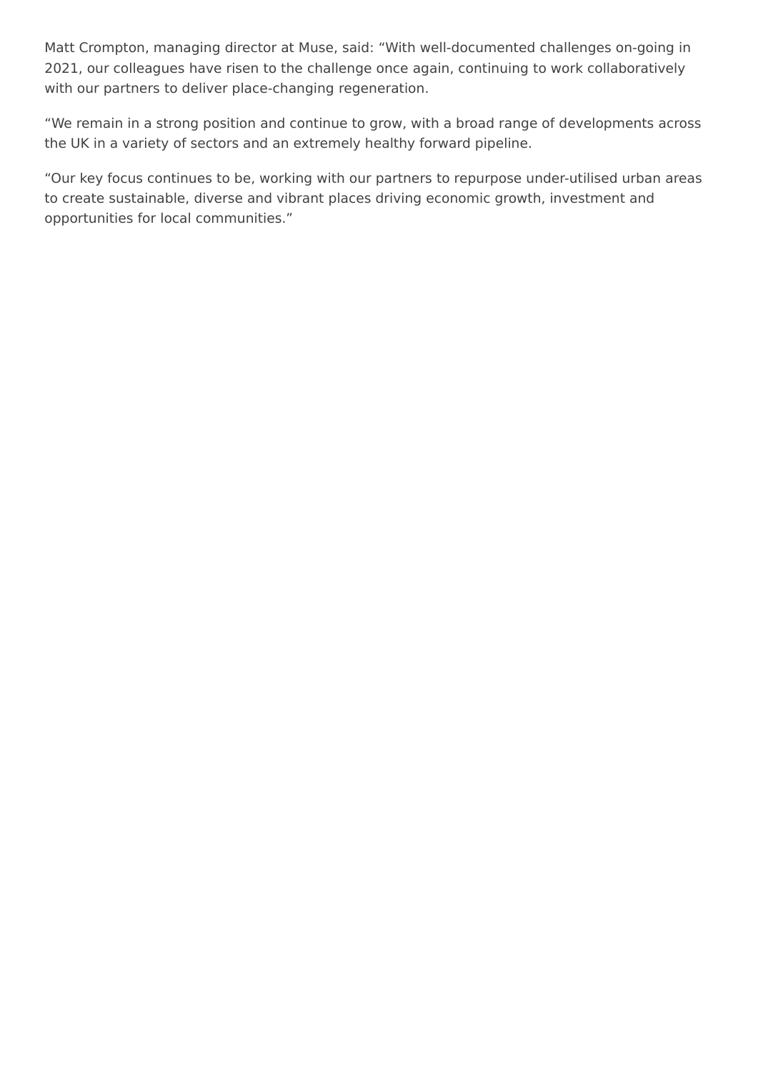Matt Crompton, managing director at Muse, said: “With well-documented challenges on-going in 2021, our colleagues have risen to the challenge once again, continuing to work collaboratively with our partners to deliver place-changing regeneration.

“We remain in a strong position and continue to grow, with a broad range of developments across the UK in a variety of sectors and an extremely healthy forward pipeline.

“Our key focus continues to be, working with our partners to repurpose under-utilised urban areas to create sustainable, diverse and vibrant places driving economic growth, investment and opportunities for local communities.”